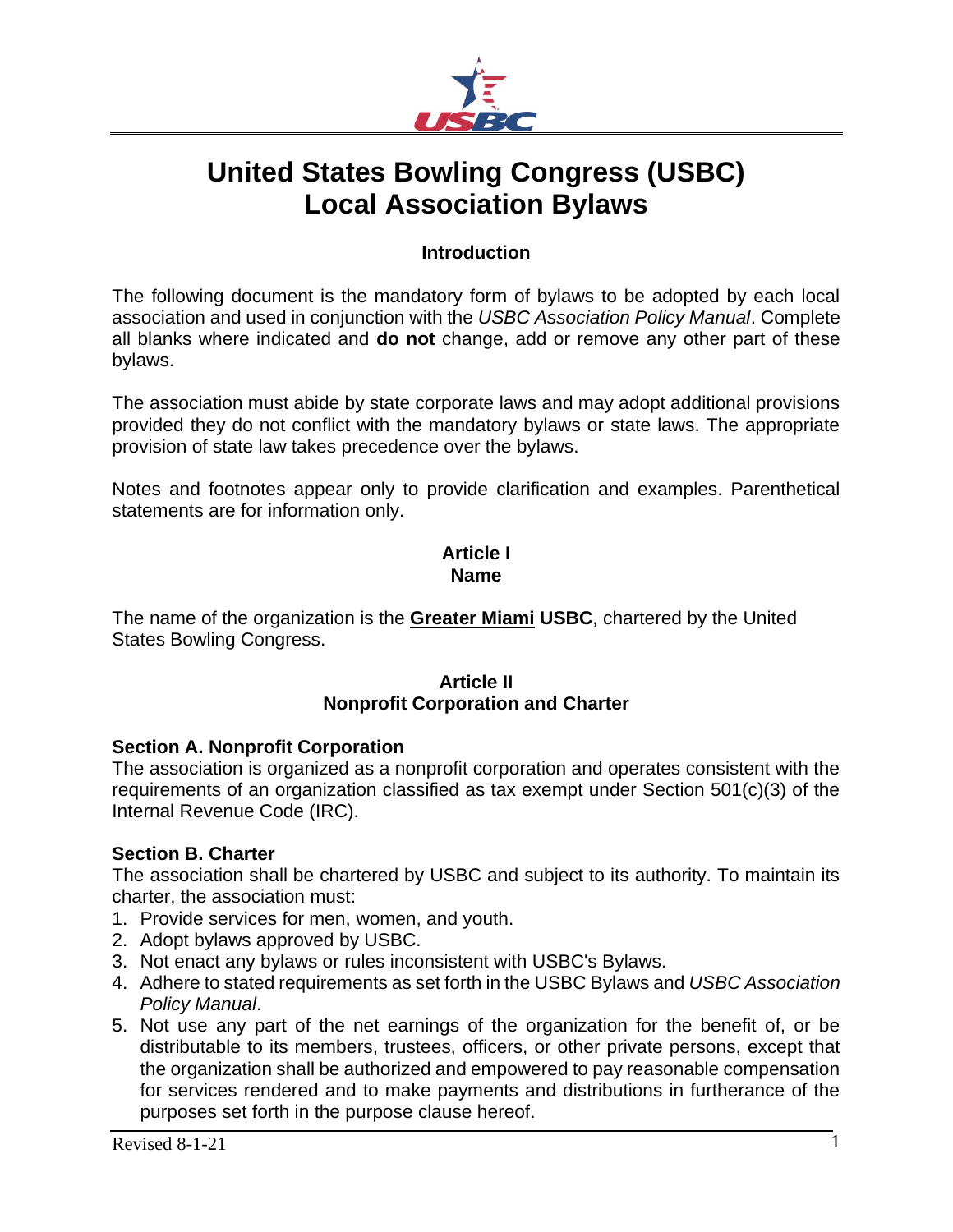# United States Bowling Congress (USBC) Local Association Bylaws

## Introduction

The following document is the mandatory form of bylaws to be adopted by each local association and used in conjunction with the *USBC Association Policy Manual*. Complete all blanks where indicated and **do not** change, add or remove any other part of these bylaws.

The association must abide by state corporate laws and may adopt additional provisions provided they do not conflict with the mandatory bylaws or state laws. The appropriate provision of state law takes precedence over the bylaws.

Notes and footnotes appear only to provide clarification and examples. Parenthetical statements are for information only.

## Article I
## Name

The name of the organization is the **Greater Miami USBC**, chartered by the United States Bowling Congress.

## Article II
## Nonprofit Corporation and Charter

### Section A. Nonprofit Corporation

The association is organized as a nonprofit corporation and operates consistent with the requirements of an organization classified as tax exempt under Section 501(c)(3) of the Internal Revenue Code (IRC).

### Section B. Charter

The association shall be chartered by USBC and subject to its authority. To maintain its charter, the association must:

1. Provide services for men, women, and youth.
2. Adopt bylaws approved by USBC.
3. Not enact any bylaws or rules inconsistent with USBC's Bylaws.
4. Adhere to stated requirements as set forth in the USBC Bylaws and *USBC Association Policy Manual*.
5. Not use any part of the net earnings of the organization for the benefit of, or be distributable to its members, trustees, officers, or other private persons, except that the organization shall be authorized and empowered to pay reasonable compensation for services rendered and to make payments and distributions in furtherance of the purposes set forth in the purpose clause hereof.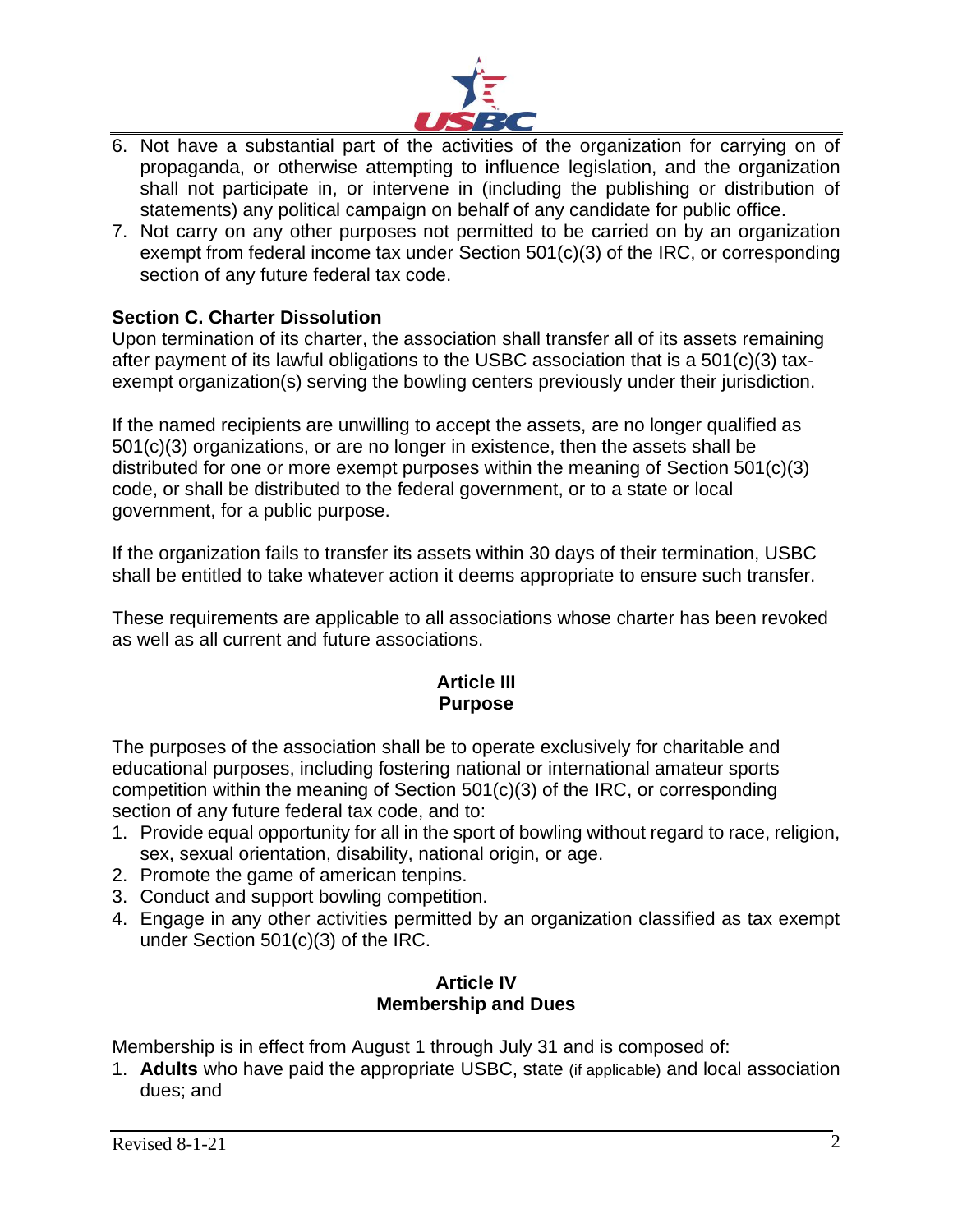6. Not have a substantial part of the activities of the organization for carrying on of propaganda, or otherwise attempting to influence legislation, and the organization shall not participate in, or intervene in (including the publishing or distribution of statements) any political campaign on behalf of any candidate for public office.
7. Not carry on any other purposes not permitted to be carried on by an organization exempt from federal income tax under Section 501(c)(3) of the IRC, or corresponding section of any future federal tax code.

**Section C. Charter Dissolution**

Upon termination of its charter, the association shall transfer all of its assets remaining after payment of its lawful obligations to the USBC association that is a 501(c)(3) tax-exempt organization(s) serving the bowling centers previously under their jurisdiction.

If the named recipients are unwilling to accept the assets, are no longer qualified as 501(c)(3) organizations, or are no longer in existence, then the assets shall be distributed for one or more exempt purposes within the meaning of Section 501(c)(3) code, or shall be distributed to the federal government, or to a state or local government, for a public purpose.

If the organization fails to transfer its assets within 30 days of their termination, USBC shall be entitled to take whatever action it deems appropriate to ensure such transfer.

These requirements are applicable to all associations whose charter has been revoked as well as all current and future associations.

## Article III
## Purpose

The purposes of the association shall be to operate exclusively for charitable and educational purposes, including fostering national or international amateur sports competition within the meaning of Section 501(c)(3) of the IRC, or corresponding section of any future federal tax code, and to:

1. Provide equal opportunity for all in the sport of bowling without regard to race, religion, sex, sexual orientation, disability, national origin, or age.
2. Promote the game of american tenpins.
3. Conduct and support bowling competition.
4. Engage in any other activities permitted by an organization classified as tax exempt under Section 501(c)(3) of the IRC.

## Article IV
## Membership and Dues

Membership is in effect from August 1 through July 31 and is composed of:

1. **Adults** who have paid the appropriate USBC, state (if applicable) and local association dues; and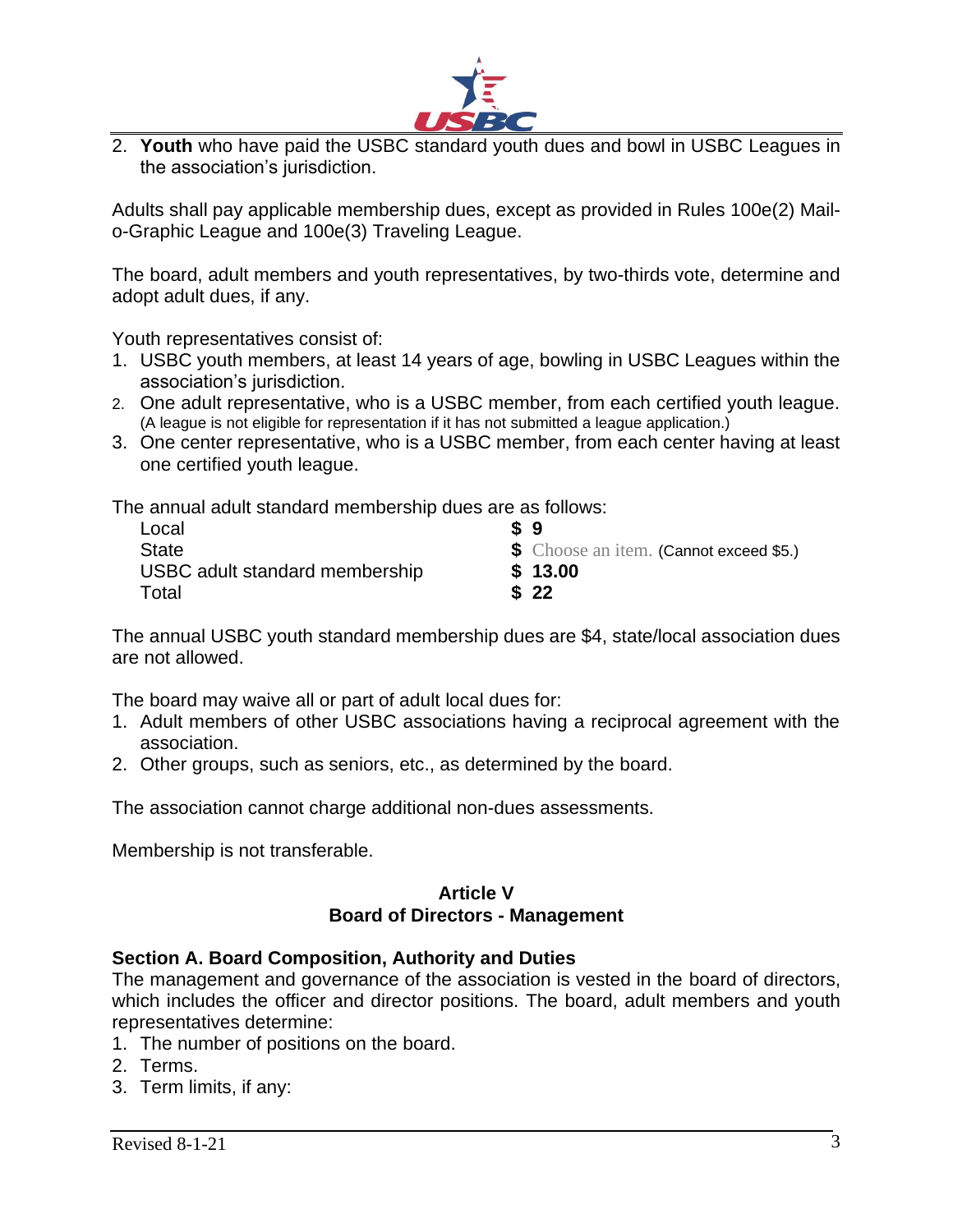2. **Youth** who have paid the USBC standard youth dues and bowl in USBC Leagues in the association's jurisdiction.

Adults shall pay applicable membership dues, except as provided in Rules 100e(2) Mail-o-Graphic League and 100e(3) Traveling League.

The board, adult members and youth representatives, by two-thirds vote, determine and adopt adult dues, if any.

Youth representatives consist of:

1. USBC youth members, at least 14 years of age, bowling in USBC Leagues within the association's jurisdiction.
2. One adult representative, who is a USBC member, from each certified youth league. (A league is not eligible for representation if it has not submitted a league application.)
3. One center representative, who is a USBC member, from each center having at least one certified youth league.

The annual adult standard membership dues are as follows:

| | |
|---|---|
| Local | **$ 9** |
| State | **$** Choose an item. (Cannot exceed $5.) |
| USBC adult standard membership | **$ 13.00** |
| Total | **$ 22** |

The annual USBC youth standard membership dues are $4, state/local association dues are not allowed.

The board may waive all or part of adult local dues for:

1. Adult members of other USBC associations having a reciprocal agreement with the association.
2. Other groups, such as seniors, etc., as determined by the board.

The association cannot charge additional non-dues assessments.

Membership is not transferable.

## Article V
## Board of Directors - Management

### Section A. Board Composition, Authority and Duties

The management and governance of the association is vested in the board of directors, which includes the officer and director positions. The board, adult members and youth representatives determine:

1. The number of positions on the board.
2. Terms.
3. Term limits, if any: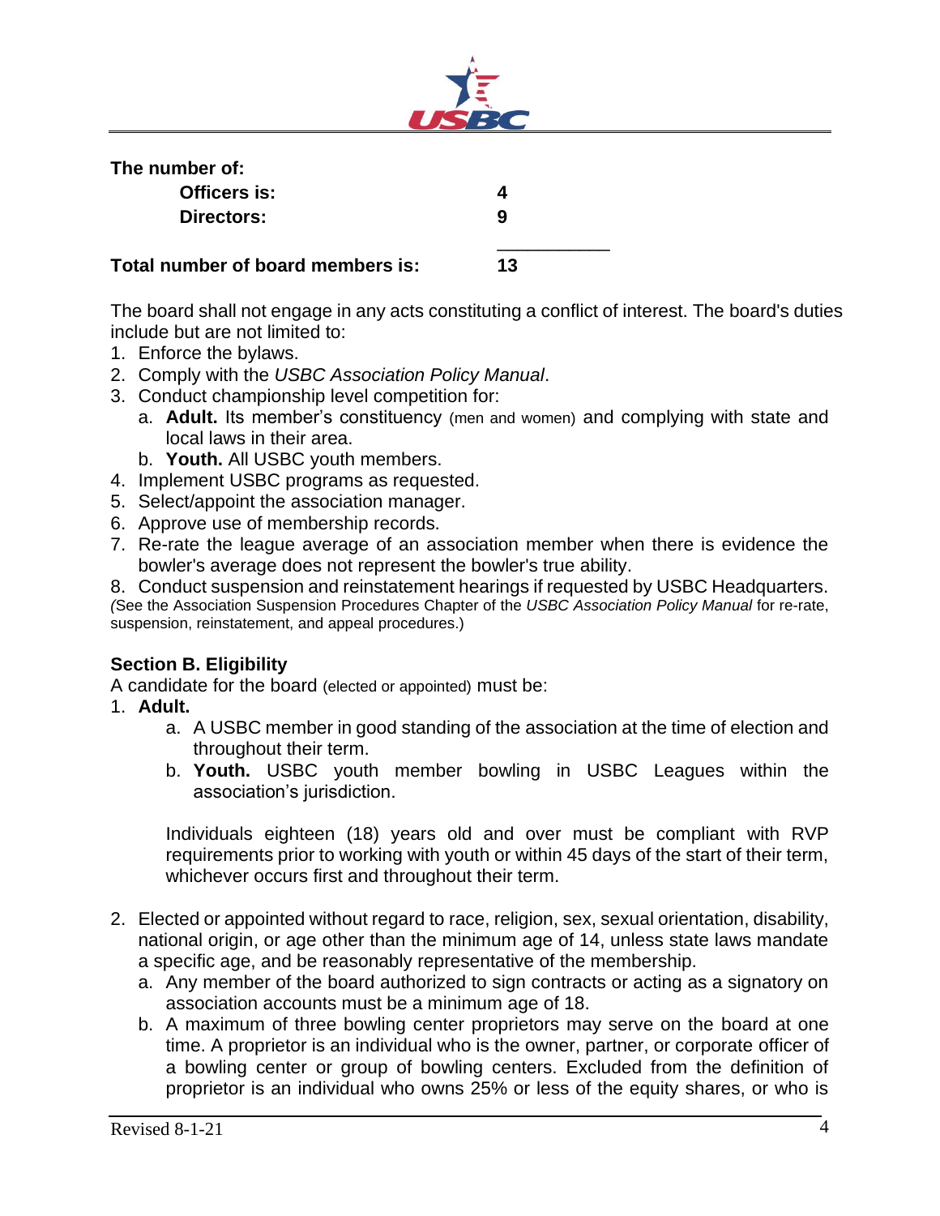**The number of:**

| | |
|---|---|
| **Officers is:** | **4** |
| **Directors:** | **9** |
| **Total number of board members is:** | **13** |

The board shall not engage in any acts constituting a conflict of interest. The board's duties include but are not limited to:

1. Enforce the bylaws.
2. Comply with the *USBC Association Policy Manual*.
3. Conduct championship level competition for:
   a. **Adult.** Its member's constituency (men and women) and complying with state and local laws in their area.
   b. **Youth.** All USBC youth members.
4. Implement USBC programs as requested.
5. Select/appoint the association manager.
6. Approve use of membership records.
7. Re-rate the league average of an association member when there is evidence the bowler's average does not represent the bowler's true ability.
8. Conduct suspension and reinstatement hearings if requested by USBC Headquarters.

(See the Association Suspension Procedures Chapter of the *USBC Association Policy Manual* for re-rate, suspension, reinstatement, and appeal procedures.)

### Section B. Eligibility

A candidate for the board (elected or appointed) must be:

1. **Adult.**
   a. A USBC member in good standing of the association at the time of election and throughout their term.
   b. **Youth.** USBC youth member bowling in USBC Leagues within the association's jurisdiction.

   Individuals eighteen (18) years old and over must be compliant with RVP requirements prior to working with youth or within 45 days of the start of their term, whichever occurs first and throughout their term.

2. Elected or appointed without regard to race, religion, sex, sexual orientation, disability, national origin, or age other than the minimum age of 14, unless state laws mandate a specific age, and be reasonably representative of the membership.
   a. Any member of the board authorized to sign contracts or acting as a signatory on association accounts must be a minimum age of 18.
   b. A maximum of three bowling center proprietors may serve on the board at one time. A proprietor is an individual who is the owner, partner, or corporate officer of a bowling center or group of bowling centers. Excluded from the definition of proprietor is an individual who owns 25% or less of the equity shares, or who is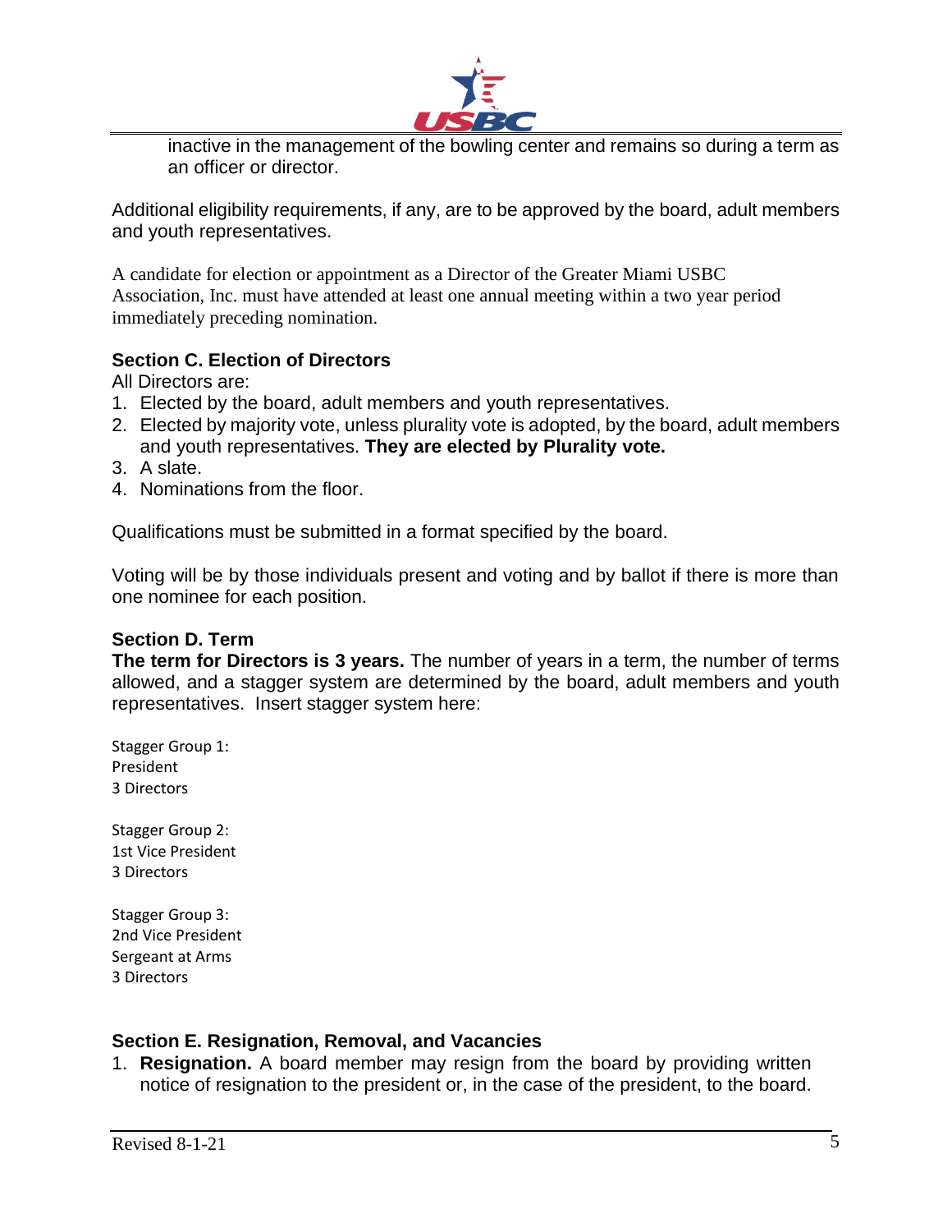inactive in the management of the bowling center and remains so during a term as an officer or director.

Additional eligibility requirements, if any, are to be approved by the board, adult members and youth representatives.

A candidate for election or appointment as a Director of the Greater Miami USBC Association, Inc. must have attended at least one annual meeting within a two year period immediately preceding nomination.

### Section C. Election of Directors

All Directors are:

1. Elected by the board, adult members and youth representatives.
2. Elected by majority vote, unless plurality vote is adopted, by the board, adult members and youth representatives. **They are elected by Plurality vote.**
3. A slate.
4. Nominations from the floor.

Qualifications must be submitted in a format specified by the board.

Voting will be by those individuals present and voting and by ballot if there is more than one nominee for each position.

### Section D. Term

**The term for Directors is 3 years.** The number of years in a term, the number of terms allowed, and a stagger system are determined by the board, adult members and youth representatives. Insert stagger system here:

Stagger Group 1:
President
3 Directors

Stagger Group 2:
1st Vice President
3 Directors

Stagger Group 3:
2nd Vice President
Sergeant at Arms
3 Directors

### Section E. Resignation, Removal, and Vacancies

1. **Resignation.** A board member may resign from the board by providing written notice of resignation to the president or, in the case of the president, to the board.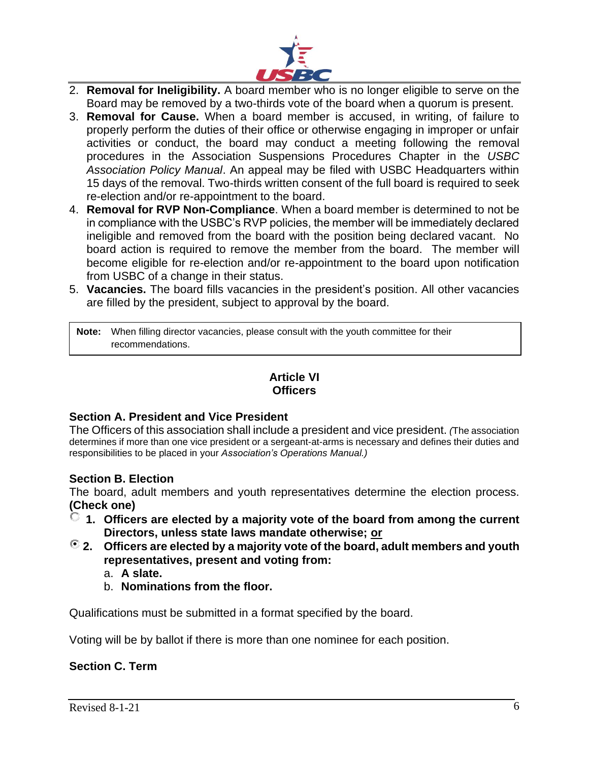2. **Removal for Ineligibility.** A board member who is no longer eligible to serve on the Board may be removed by a two-thirds vote of the board when a quorum is present.
3. **Removal for Cause.** When a board member is accused, in writing, of failure to properly perform the duties of their office or otherwise engaging in improper or unfair activities or conduct, the board may conduct a meeting following the removal procedures in the Association Suspensions Procedures Chapter in the *USBC Association Policy Manual*. An appeal may be filed with USBC Headquarters within 15 days of the removal. Two-thirds written consent of the full board is required to seek re-election and/or re-appointment to the board.
4. **Removal for RVP Non-Compliance**. When a board member is determined to not be in compliance with the USBC's RVP policies, the member will be immediately declared ineligible and removed from the board with the position being declared vacant. No board action is required to remove the member from the board. The member will become eligible for re-election and/or re-appointment to the board upon notification from USBC of a change in their status.
5. **Vacancies.** The board fills vacancies in the president's position. All other vacancies are filled by the president, subject to approval by the board.

> **Note:** When filling director vacancies, please consult with the youth committee for their recommendations.

## Article VI
## Officers

### Section A. President and Vice President

The Officers of this association shall include a president and vice president. *(*The association determines if more than one vice president or a sergeant-at-arms is necessary and defines their duties and responsibilities to be placed in your *Association's Operations Manual.)*

### Section B. Election

The board, adult members and youth representatives determine the election process. **(Check one)**

- ○ **1. Officers are elected by a majority vote of the board from among the current Directors, unless state laws mandate otherwise; <u>or</u>**
- ◉ **2. Officers are elected by a majority vote of the board, adult members and youth representatives, present and voting from:**
  - a. **A slate.**
  - b. **Nominations from the floor.**

Qualifications must be submitted in a format specified by the board.

Voting will be by ballot if there is more than one nominee for each position.

### Section C. Term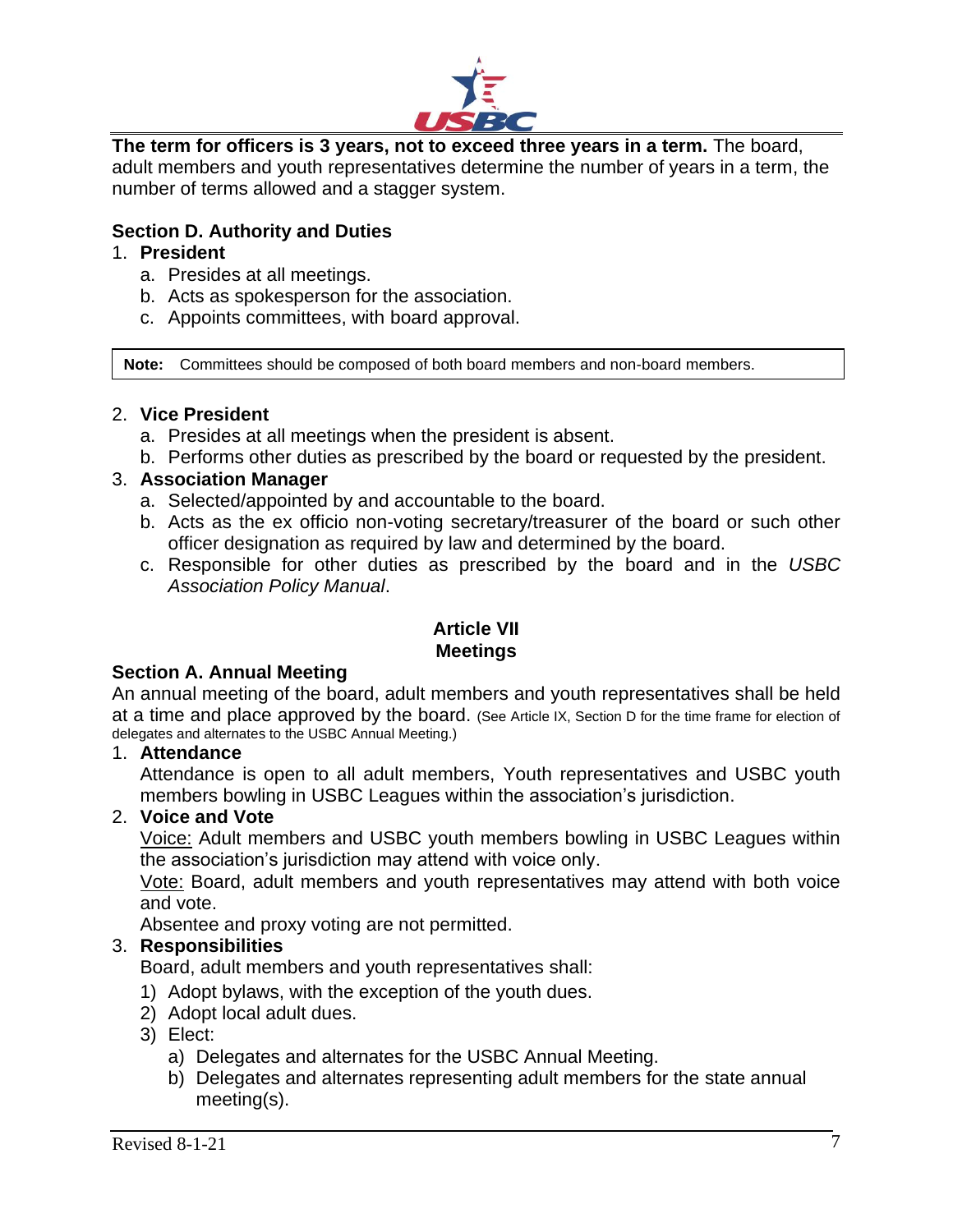**The term for officers is 3 years, not to exceed three years in a term.** The board, adult members and youth representatives determine the number of years in a term, the number of terms allowed and a stagger system.

### Section D. Authority and Duties

1. **President**
   a. Presides at all meetings.
   b. Acts as spokesperson for the association.
   c. Appoints committees, with board approval.

> **Note:** Committees should be composed of both board members and non-board members.

2. **Vice President**
   a. Presides at all meetings when the president is absent.
   b. Performs other duties as prescribed by the board or requested by the president.
3. **Association Manager**
   a. Selected/appointed by and accountable to the board.
   b. Acts as the ex officio non-voting secretary/treasurer of the board or such other officer designation as required by law and determined by the board.
   c. Responsible for other duties as prescribed by the board and in the *USBC Association Policy Manual*.

## Article VII
## Meetings

### Section A. Annual Meeting

An annual meeting of the board, adult members and youth representatives shall be held at a time and place approved by the board. (See Article IX, Section D for the time frame for election of delegates and alternates to the USBC Annual Meeting.)

1. **Attendance**
   Attendance is open to all adult members, Youth representatives and USBC youth members bowling in USBC Leagues within the association's jurisdiction.
2. **Voice and Vote**
   Voice: Adult members and USBC youth members bowling in USBC Leagues within the association's jurisdiction may attend with voice only.
   Vote: Board, adult members and youth representatives may attend with both voice and vote.
   Absentee and proxy voting are not permitted.
3. **Responsibilities**
   Board, adult members and youth representatives shall:
   1) Adopt bylaws, with the exception of the youth dues.
   2) Adopt local adult dues.
   3) Elect:
      a) Delegates and alternates for the USBC Annual Meeting.
      b) Delegates and alternates representing adult members for the state annual meeting(s).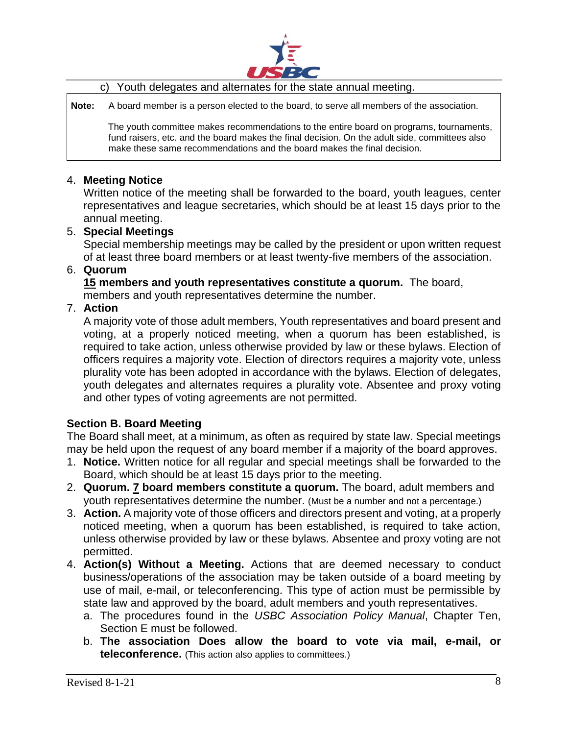c) Youth delegates and alternates for the state annual meeting.

**Note:** A board member is a person elected to the board, to serve all members of the association.

The youth committee makes recommendations to the entire board on programs, tournaments, fund raisers, etc. and the board makes the final decision. On the adult side, committees also make these same recommendations and the board makes the final decision.

4. **Meeting Notice**
   Written notice of the meeting shall be forwarded to the board, youth leagues, center representatives and league secretaries, which should be at least 15 days prior to the annual meeting.
5. **Special Meetings**
   Special membership meetings may be called by the president or upon written request of at least three board members or at least twenty-five members of the association.
6. **Quorum**
   **<u>15</u> members and youth representatives constitute a quorum.** The board, members and youth representatives determine the number.
7. **Action**
   A majority vote of those adult members, Youth representatives and board present and voting, at a properly noticed meeting, when a quorum has been established, is required to take action, unless otherwise provided by law or these bylaws. Election of officers requires a majority vote. Election of directors requires a majority vote, unless plurality vote has been adopted in accordance with the bylaws. Election of delegates, youth delegates and alternates requires a plurality vote. Absentee and proxy voting and other types of voting agreements are not permitted.

### Section B. Board Meeting

The Board shall meet, at a minimum, as often as required by state law. Special meetings may be held upon the request of any board member if a majority of the board approves.

1. **Notice.** Written notice for all regular and special meetings shall be forwarded to the Board, which should be at least 15 days prior to the meeting.
2. **Quorum. <u>7</u> board members constitute a quorum.** The board, adult members and youth representatives determine the number. (Must be a number and not a percentage.)
3. **Action.** A majority vote of those officers and directors present and voting, at a properly noticed meeting, when a quorum has been established, is required to take action, unless otherwise provided by law or these bylaws. Absentee and proxy voting are not permitted.
4. **Action(s) Without a Meeting.** Actions that are deemed necessary to conduct business/operations of the association may be taken outside of a board meeting by use of mail, e-mail, or teleconferencing. This type of action must be permissible by state law and approved by the board, adult members and youth representatives.
   a. The procedures found in the *USBC Association Policy Manual*, Chapter Ten, Section E must be followed.
   b. **The association Does allow the board to vote via mail, e-mail, or teleconference.** (This action also applies to committees.)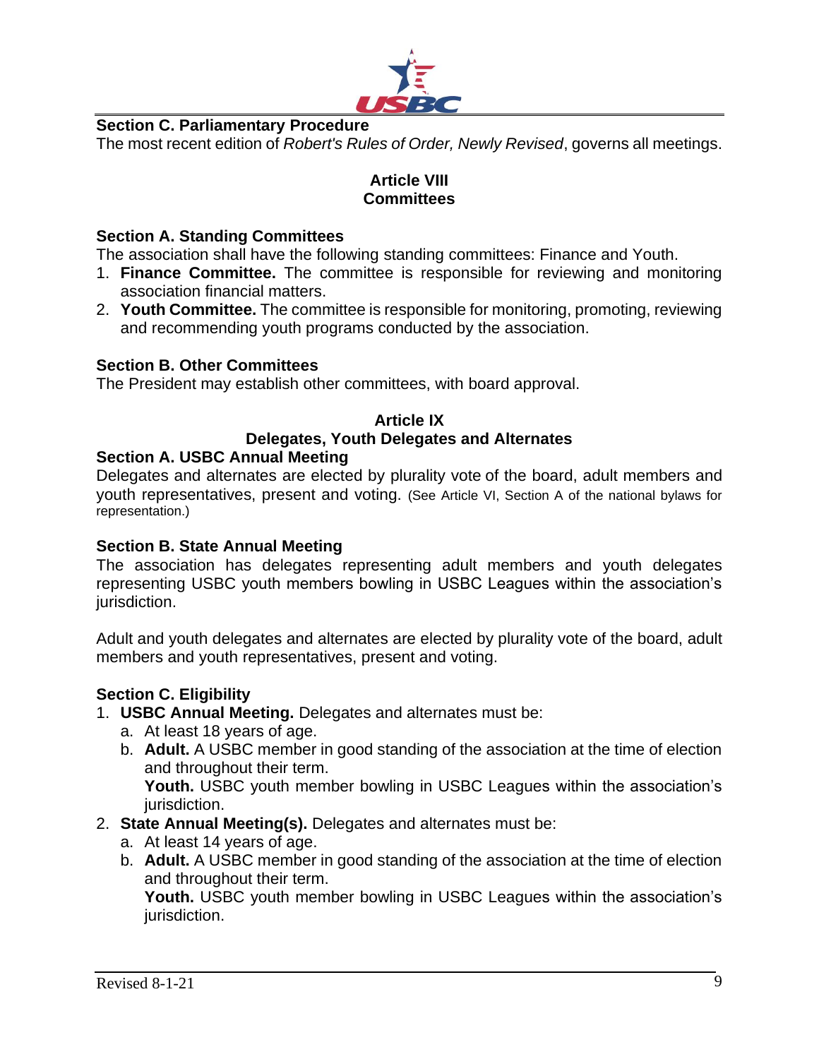### Section C. Parliamentary Procedure

The most recent edition of *Robert's Rules of Order, Newly Revised*, governs all meetings.

## Article VIII
## Committees

### Section A. Standing Committees

The association shall have the following standing committees: Finance and Youth.

1. **Finance Committee.** The committee is responsible for reviewing and monitoring association financial matters.
2. **Youth Committee.** The committee is responsible for monitoring, promoting, reviewing and recommending youth programs conducted by the association.

### Section B. Other Committees

The President may establish other committees, with board approval.

## Article IX
## Delegates, Youth Delegates and Alternates

### Section A. USBC Annual Meeting

Delegates and alternates are elected by plurality vote of the board, adult members and youth representatives, present and voting. (See Article VI, Section A of the national bylaws for representation.)

### Section B. State Annual Meeting

The association has delegates representing adult members and youth delegates representing USBC youth members bowling in USBC Leagues within the association's jurisdiction.

Adult and youth delegates and alternates are elected by plurality vote of the board, adult members and youth representatives, present and voting.

### Section C. Eligibility

1. **USBC Annual Meeting.** Delegates and alternates must be:
   a. At least 18 years of age.
   b. **Adult.** A USBC member in good standing of the association at the time of election and throughout their term.
      **Youth.** USBC youth member bowling in USBC Leagues within the association's jurisdiction.
2. **State Annual Meeting(s).** Delegates and alternates must be:
   a. At least 14 years of age.
   b. **Adult.** A USBC member in good standing of the association at the time of election and throughout their term.
      **Youth.** USBC youth member bowling in USBC Leagues within the association's jurisdiction.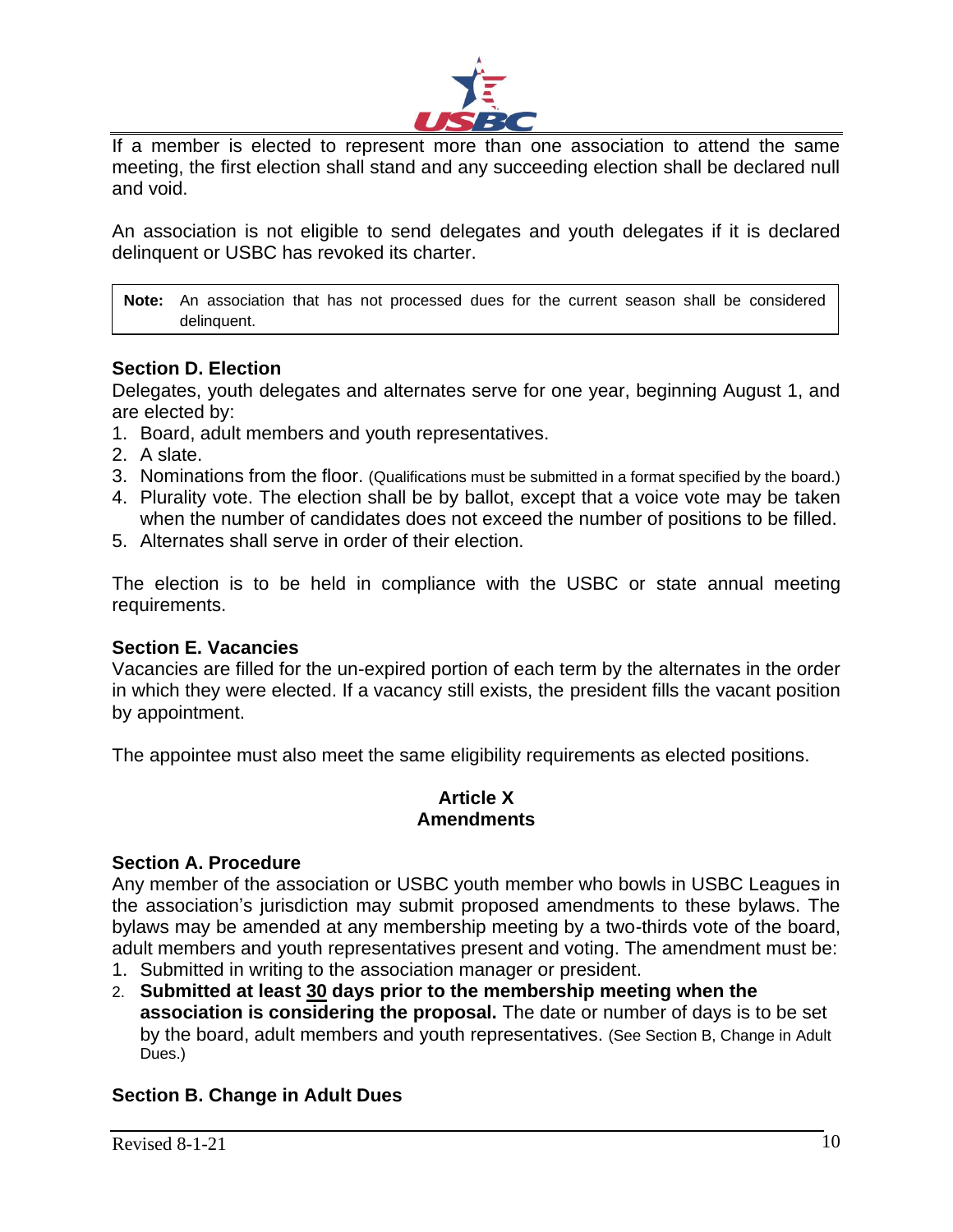If a member is elected to represent more than one association to attend the same meeting, the first election shall stand and any succeeding election shall be declared null and void.

An association is not eligible to send delegates and youth delegates if it is declared delinquent or USBC has revoked its charter.

> **Note:** An association that has not processed dues for the current season shall be considered delinquent.

**Section D. Election**
Delegates, youth delegates and alternates serve for one year, beginning August 1, and are elected by:

1. Board, adult members and youth representatives.
2. A slate.
3. Nominations from the floor. (Qualifications must be submitted in a format specified by the board.)
4. Plurality vote. The election shall be by ballot, except that a voice vote may be taken when the number of candidates does not exceed the number of positions to be filled.
5. Alternates shall serve in order of their election.

The election is to be held in compliance with the USBC or state annual meeting requirements.

**Section E. Vacancies**
Vacancies are filled for the un-expired portion of each term by the alternates in the order in which they were elected. If a vacancy still exists, the president fills the vacant position by appointment.

The appointee must also meet the same eligibility requirements as elected positions.

## Article X
## Amendments

**Section A. Procedure**
Any member of the association or USBC youth member who bowls in USBC Leagues in the association's jurisdiction may submit proposed amendments to these bylaws. The bylaws may be amended at any membership meeting by a two-thirds vote of the board, adult members and youth representatives present and voting. The amendment must be:

1. Submitted in writing to the association manager or president.
2. **Submitted at least 30 days prior to the membership meeting when the association is considering the proposal.** The date or number of days is to be set by the board, adult members and youth representatives. (See Section B, Change in Adult Dues.)

**Section B. Change in Adult Dues**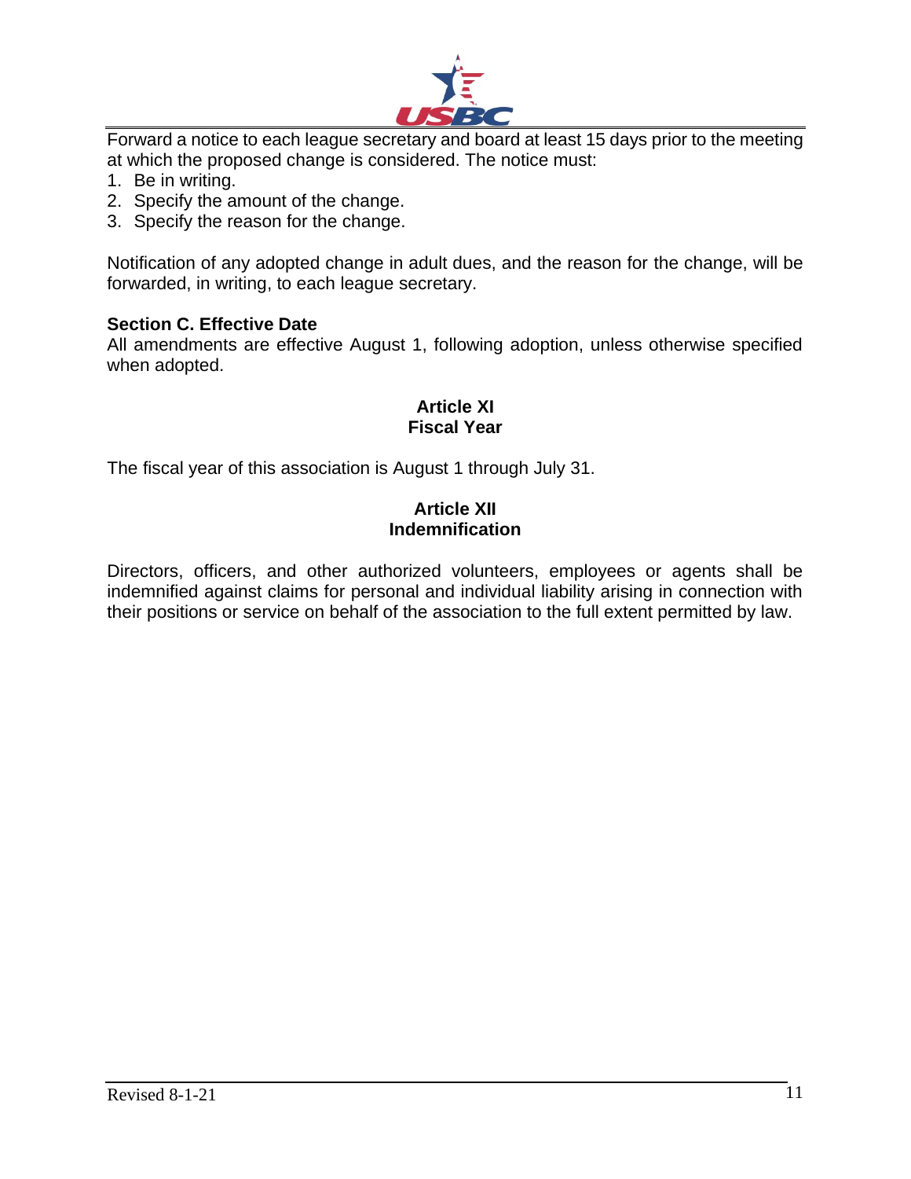Forward a notice to each league secretary and board at least 15 days prior to the meeting at which the proposed change is considered. The notice must:

1. Be in writing.
2. Specify the amount of the change.
3. Specify the reason for the change.

Notification of any adopted change in adult dues, and the reason for the change, will be forwarded, in writing, to each league secretary.

**Section C. Effective Date**

All amendments are effective August 1, following adoption, unless otherwise specified when adopted.

## Article XI
## Fiscal Year

The fiscal year of this association is August 1 through July 31.

## Article XII
## Indemnification

Directors, officers, and other authorized volunteers, employees or agents shall be indemnified against claims for personal and individual liability arising in connection with their positions or service on behalf of the association to the full extent permitted by law.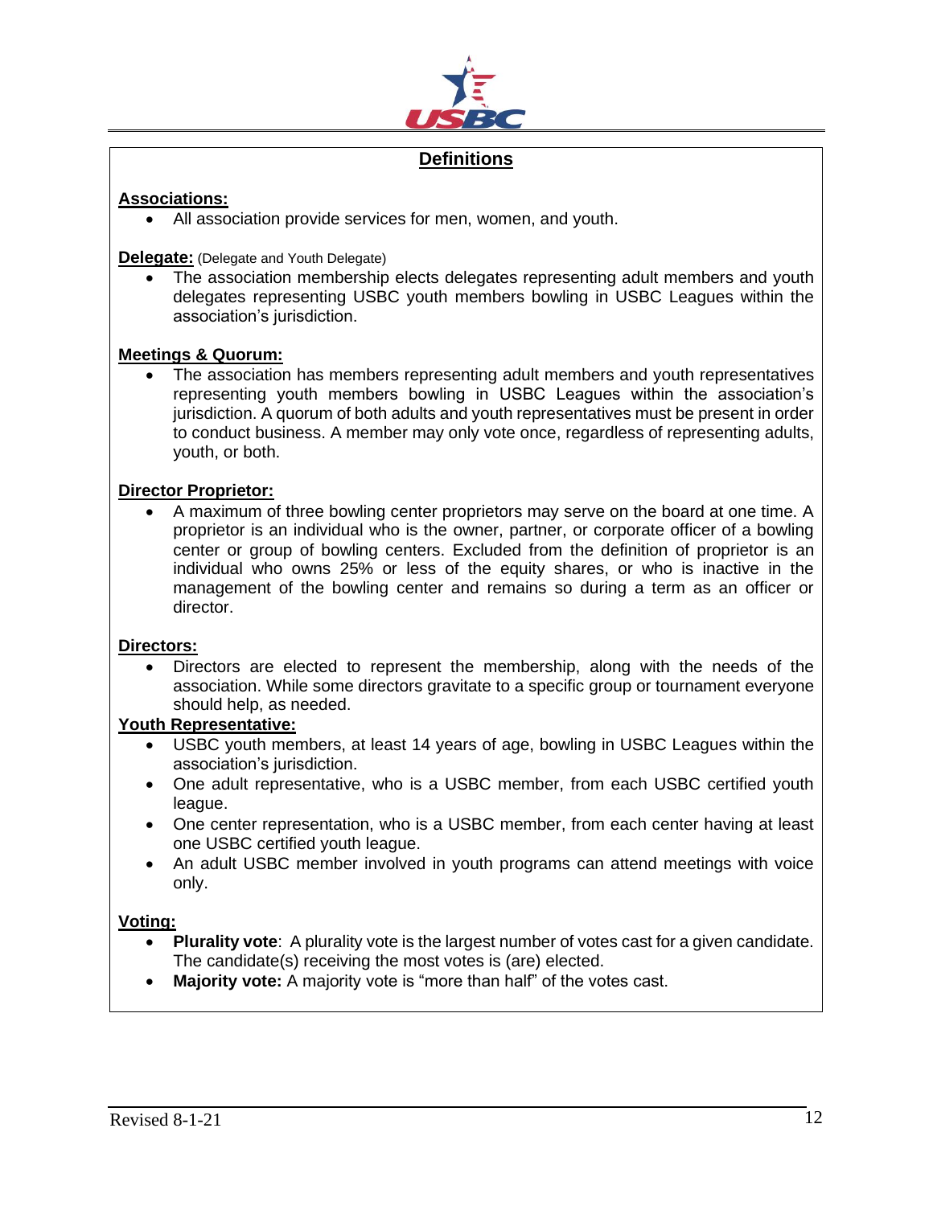## Definitions

**Associations:**

- All association provide services for men, women, and youth.

**Delegate:** (Delegate and Youth Delegate)

- The association membership elects delegates representing adult members and youth delegates representing USBC youth members bowling in USBC Leagues within the association's jurisdiction.

**Meetings & Quorum:**

- The association has members representing adult members and youth representatives representing youth members bowling in USBC Leagues within the association's jurisdiction. A quorum of both adults and youth representatives must be present in order to conduct business. A member may only vote once, regardless of representing adults, youth, or both.

**Director Proprietor:**

- A maximum of three bowling center proprietors may serve on the board at one time. A proprietor is an individual who is the owner, partner, or corporate officer of a bowling center or group of bowling centers. Excluded from the definition of proprietor is an individual who owns 25% or less of the equity shares, or who is inactive in the management of the bowling center and remains so during a term as an officer or director.

**Directors:**

- Directors are elected to represent the membership, along with the needs of the association. While some directors gravitate to a specific group or tournament everyone should help, as needed.

**Youth Representative:**

- USBC youth members, at least 14 years of age, bowling in USBC Leagues within the association's jurisdiction.
- One adult representative, who is a USBC member, from each USBC certified youth league.
- One center representation, who is a USBC member, from each center having at least one USBC certified youth league.
- An adult USBC member involved in youth programs can attend meetings with voice only.

**Voting:**

- **Plurality vote**: A plurality vote is the largest number of votes cast for a given candidate. The candidate(s) receiving the most votes is (are) elected.
- **Majority vote:** A majority vote is "more than half" of the votes cast.

Revised 8-1-21